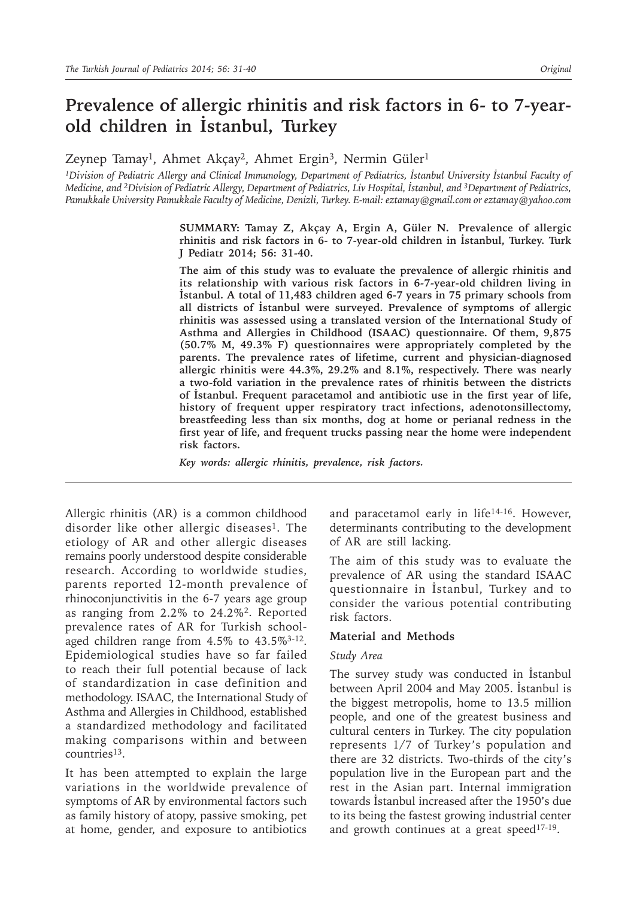# Prevalence of allergic rhinitis and risk factors in 6- to 7-year-old children in İstanbul, Turkey

Zeynep Tamay[1], Ahmet Akçay[2], Ahmet Ergin[3], Nermin Güler[1]

*[1]Division of Pediatric Allergy and Clinical Immunology, Department of Pediatrics, İstanbul University İstanbul Faculty of Medicine, and [2]Division of Pediatric Allergy, Department of Pediatrics, Liv Hospital, İstanbul, and [3]Department of Pediatrics, Pamukkale University Pamukkale Faculty of Medicine, Denizli, Turkey. E-mail: eztamay@gmail.com or eztamay@yahoo.com*

**SUMMARY: Tamay Z, Akçay A, Ergin A, Güler N. Prevalence of allergic rhinitis and risk factors in 6- to 7-year-old children in İstanbul, Turkey. Turk J Pediatr 2014; 56: 31-40.**

**The aim of this study was to evaluate the prevalence of allergic rhinitis and its relationship with various risk factors in 6-7-year-old children living in İstanbul. A total of 11,483 children aged 6-7 years in 75 primary schools from all districts of İstanbul were surveyed. Prevalence of symptoms of allergic rhinitis was assessed using a translated version of the International Study of Asthma and Allergies in Childhood (ISAAC) questionnaire. Of them, 9,875 (50.7% M, 49.3% F) questionnaires were appropriately completed by the parents. The prevalence rates of lifetime, current and physician-diagnosed allergic rhinitis were 44.3%, 29.2% and 8.1%, respectively. There was nearly a two-fold variation in the prevalence rates of rhinitis between the districts of İstanbul. Frequent paracetamol and antibiotic use in the first year of life, history of frequent upper respiratory tract infections, adenotonsillectomy, breastfeeding less than six months, dog at home or perianal redness in the first year of life, and frequent trucks passing near the home were independent risk factors.**

***Key words: allergic rhinitis, prevalence, risk factors.***

Allergic rhinitis (AR) is a common childhood disorder like other allergic diseases[1]. The etiology of AR and other allergic diseases remains poorly understood despite considerable research. According to worldwide studies, parents reported 12-month prevalence of rhinoconjunctivitis in the 6-7 years age group as ranging from 2.2% to 24.2%[2]. Reported prevalence rates of AR for Turkish school-aged children range from 4.5% to 43.5%[3-12]. Epidemiological studies have so far failed to reach their full potential because of lack of standardization in case definition and methodology. ISAAC, the International Study of Asthma and Allergies in Childhood, established a standardized methodology and facilitated making comparisons within and between countries[13].

It has been attempted to explain the large variations in the worldwide prevalence of symptoms of AR by environmental factors such as family history of atopy, passive smoking, pet at home, gender, and exposure to antibiotics and paracetamol early in life[14-16]. However, determinants contributing to the development of AR are still lacking.

The aim of this study was to evaluate the prevalence of AR using the standard ISAAC questionnaire in İstanbul, Turkey and to consider the various potential contributing risk factors.

## Material and Methods

### *Study Area*

The survey study was conducted in İstanbul between April 2004 and May 2005. İstanbul is the biggest metropolis, home to 13.5 million people, and one of the greatest business and cultural centers in Turkey. The city population represents 1/7 of Turkey's population and there are 32 districts. Two-thirds of the city's population live in the European part and the rest in the Asian part. Internal immigration towards İstanbul increased after the 1950's due to its being the fastest growing industrial center and growth continues at a great speed[17-19].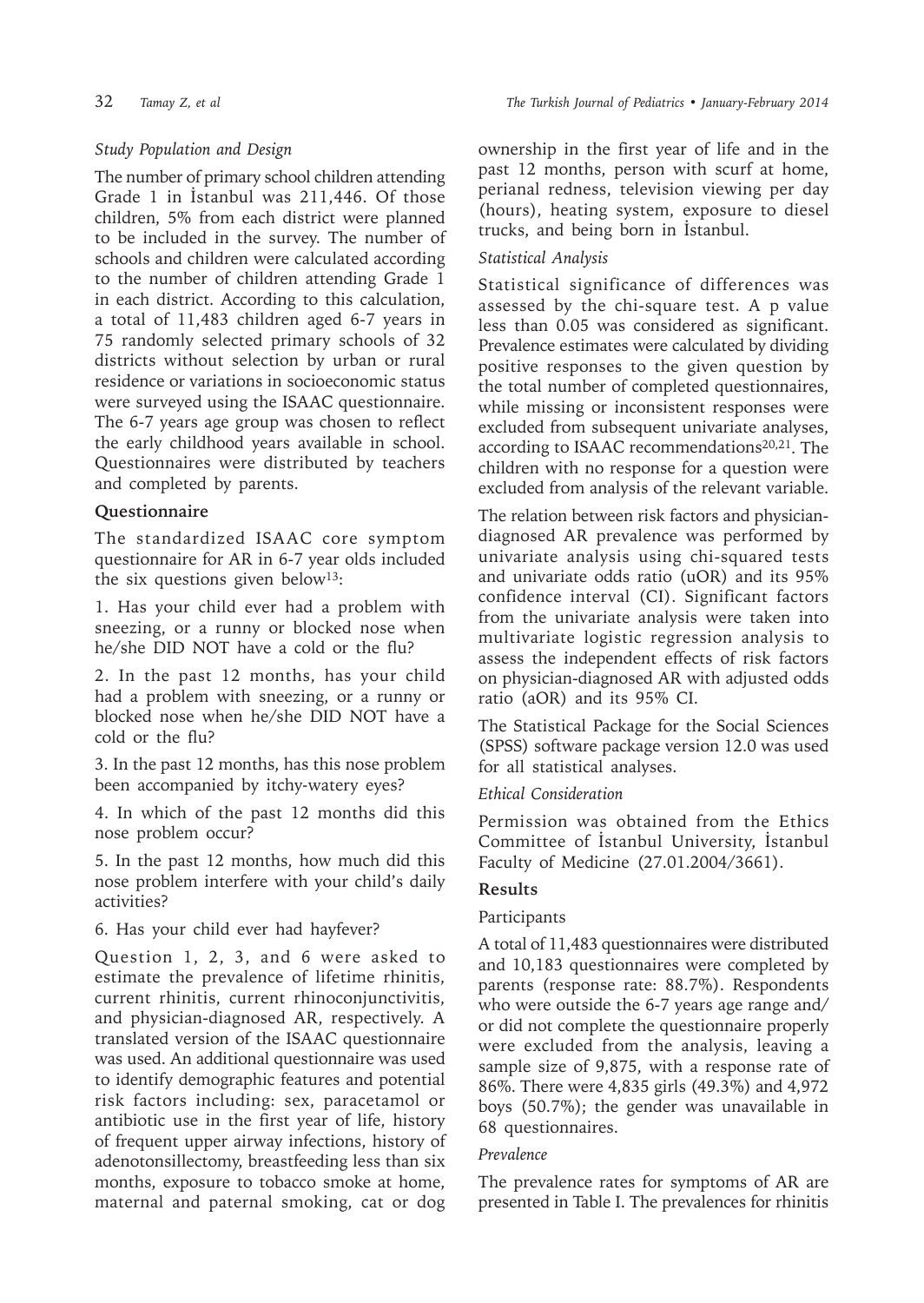*Study Population and Design*

The number of primary school children attending Grade 1 in İstanbul was 211,446. Of those children, 5% from each district were planned to be included in the survey. The number of schools and children were calculated according to the number of children attending Grade 1 in each district. According to this calculation, a total of 11,483 children aged 6-7 years in 75 randomly selected primary schools of 32 districts without selection by urban or rural residence or variations in socioeconomic status were surveyed using the ISAAC questionnaire. The 6-7 years age group was chosen to reflect the early childhood years available in school. Questionnaires were distributed by teachers and completed by parents.

**Questionnaire**

The standardized ISAAC core symptom questionnaire for AR in 6-7 year olds included the six questions given below[13]:

1. Has your child ever had a problem with sneezing, or a runny or blocked nose when he/she DID NOT have a cold or the flu?

2. In the past 12 months, has your child had a problem with sneezing, or a runny or blocked nose when he/she DID NOT have a cold or the flu?

3. In the past 12 months, has this nose problem been accompanied by itchy-watery eyes?

4. In which of the past 12 months did this nose problem occur?

5. In the past 12 months, how much did this nose problem interfere with your child's daily activities?

6. Has your child ever had hayfever?

Question 1, 2, 3, and 6 were asked to estimate the prevalence of lifetime rhinitis, current rhinitis, current rhinoconjunctivitis, and physician-diagnosed AR, respectively. A translated version of the ISAAC questionnaire was used. An additional questionnaire was used to identify demographic features and potential risk factors including: sex, paracetamol or antibiotic use in the first year of life, history of frequent upper airway infections, history of adenotonsillectomy, breastfeeding less than six months, exposure to tobacco smoke at home, maternal and paternal smoking, cat or dog ownership in the first year of life and in the past 12 months, person with scurf at home, perianal redness, television viewing per day (hours), heating system, exposure to diesel trucks, and being born in İstanbul.

*Statistical Analysis*

Statistical significance of differences was assessed by the chi-square test. A p value less than 0.05 was considered as significant. Prevalence estimates were calculated by dividing positive responses to the given question by the total number of completed questionnaires, while missing or inconsistent responses were excluded from subsequent univariate analyses, according to ISAAC recommendations[20,21]. The children with no response for a question were excluded from analysis of the relevant variable.

The relation between risk factors and physician-diagnosed AR prevalence was performed by univariate analysis using chi-squared tests and univariate odds ratio (uOR) and its 95% confidence interval (CI). Significant factors from the univariate analysis were taken into multivariate logistic regression analysis to assess the independent effects of risk factors on physician-diagnosed AR with adjusted odds ratio (aOR) and its 95% CI.

The Statistical Package for the Social Sciences (SPSS) software package version 12.0 was used for all statistical analyses.

*Ethical Consideration*

Permission was obtained from the Ethics Committee of İstanbul University, İstanbul Faculty of Medicine (27.01.2004/3661).

**Results**

Participants

A total of 11,483 questionnaires were distributed and 10,183 questionnaires were completed by parents (response rate: 88.7%). Respondents who were outside the 6-7 years age range and/or did not complete the questionnaire properly were excluded from the analysis, leaving a sample size of 9,875, with a response rate of 86%. There were 4,835 girls (49.3%) and 4,972 boys (50.7%); the gender was unavailable in 68 questionnaires.

*Prevalence*

The prevalence rates for symptoms of AR are presented in Table I. The prevalences for rhinitis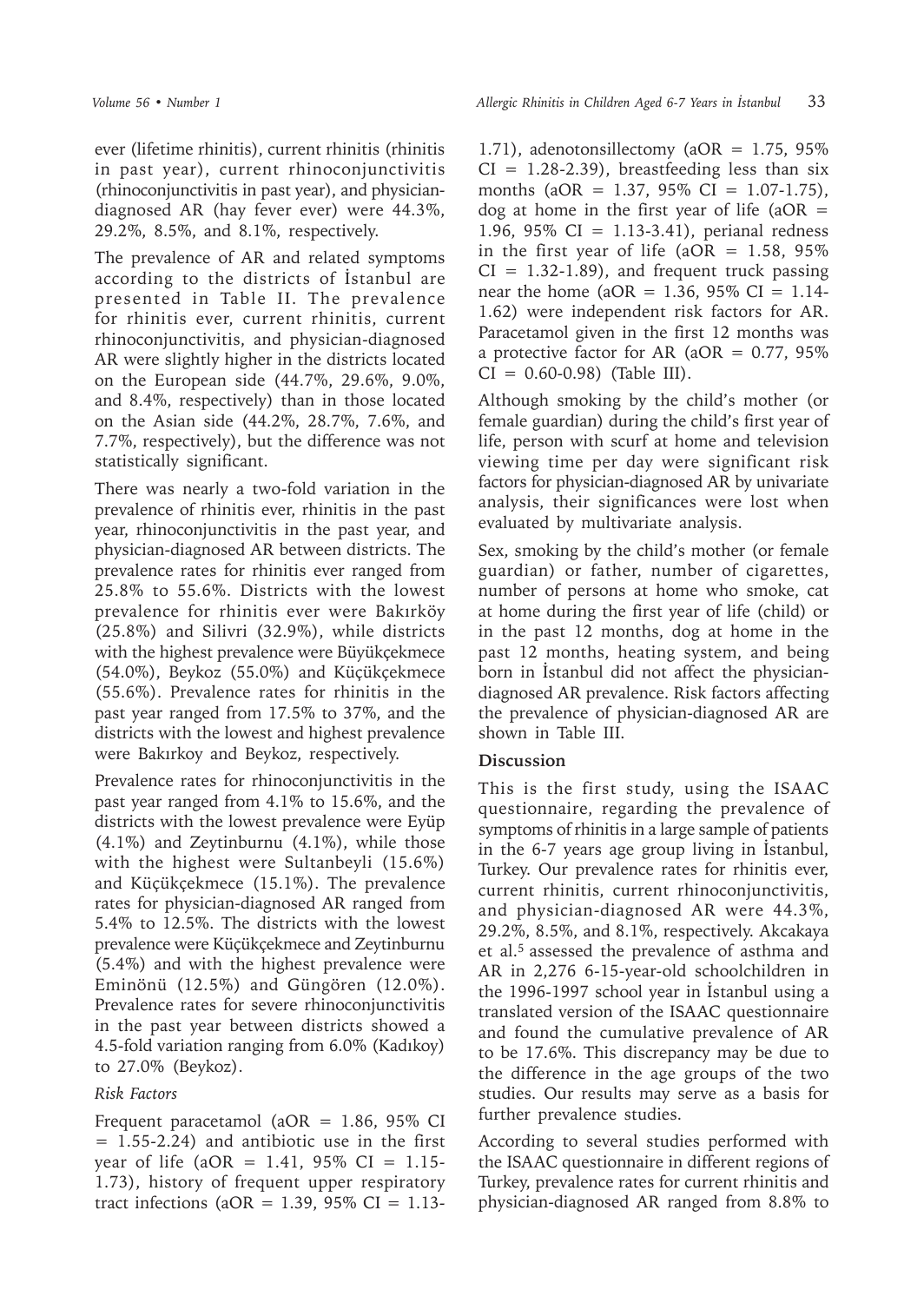ever (lifetime rhinitis), current rhinitis (rhinitis in past year), current rhinoconjunctivitis (rhinoconjunctivitis in past year), and physician-diagnosed AR (hay fever ever) were 44.3%, 29.2%, 8.5%, and 8.1%, respectively.

The prevalence of AR and related symptoms according to the districts of İstanbul are presented in Table II. The prevalence for rhinitis ever, current rhinitis, current rhinoconjunctivitis, and physician-diagnosed AR were slightly higher in the districts located on the European side (44.7%, 29.6%, 9.0%, and 8.4%, respectively) than in those located on the Asian side (44.2%, 28.7%, 7.6%, and 7.7%, respectively), but the difference was not statistically significant.

There was nearly a two-fold variation in the prevalence of rhinitis ever, rhinitis in the past year, rhinoconjunctivitis in the past year, and physician-diagnosed AR between districts. The prevalence rates for rhinitis ever ranged from 25.8% to 55.6%. Districts with the lowest prevalence for rhinitis ever were Bakırköy (25.8%) and Silivri (32.9%), while districts with the highest prevalence were Büyükçekmece (54.0%), Beykoz (55.0%) and Küçükçekmece (55.6%). Prevalence rates for rhinitis in the past year ranged from 17.5% to 37%, and the districts with the lowest and highest prevalence were Bakırkoy and Beykoz, respectively.

Prevalence rates for rhinoconjunctivitis in the past year ranged from 4.1% to 15.6%, and the districts with the lowest prevalence were Eyüp (4.1%) and Zeytinburnu (4.1%), while those with the highest were Sultanbeyli (15.6%) and Küçükçekmece (15.1%). The prevalence rates for physician-diagnosed AR ranged from 5.4% to 12.5%. The districts with the lowest prevalence were Küçükçekmece and Zeytinburnu (5.4%) and with the highest prevalence were Eminönü (12.5%) and Güngören (12.0%). Prevalence rates for severe rhinoconjunctivitis in the past year between districts showed a 4.5-fold variation ranging from 6.0% (Kadıkoy) to 27.0% (Beykoz).

### *Risk Factors*

Frequent paracetamol (aOR = 1.86, 95% CI = 1.55-2.24) and antibiotic use in the first year of life (aOR = 1.41, 95% CI = 1.15-1.73), history of frequent upper respiratory tract infections (aOR = 1.39, 95% CI = 1.13-1.71), adenotonsillectomy (aOR = 1.75, 95% CI = 1.28-2.39), breastfeeding less than six months (aOR = 1.37, 95% CI = 1.07-1.75), dog at home in the first year of life (aOR = 1.96, 95% CI = 1.13-3.41), perianal redness in the first year of life (aOR = 1.58, 95% CI = 1.32-1.89), and frequent truck passing near the home (aOR = 1.36, 95% CI = 1.14-1.62) were independent risk factors for AR. Paracetamol given in the first 12 months was a protective factor for AR (aOR = 0.77, 95% CI = 0.60-0.98) (Table III).

Although smoking by the child's mother (or female guardian) during the child's first year of life, person with scurf at home and television viewing time per day were significant risk factors for physician-diagnosed AR by univariate analysis, their significances were lost when evaluated by multivariate analysis.

Sex, smoking by the child's mother (or female guardian) or father, number of cigarettes, number of persons at home who smoke, cat at home during the first year of life (child) or in the past 12 months, dog at home in the past 12 months, heating system, and being born in İstanbul did not affect the physician-diagnosed AR prevalence. Risk factors affecting the prevalence of physician-diagnosed AR are shown in Table III.

## Discussion

This is the first study, using the ISAAC questionnaire, regarding the prevalence of symptoms of rhinitis in a large sample of patients in the 6-7 years age group living in İstanbul, Turkey. Our prevalence rates for rhinitis ever, current rhinitis, current rhinoconjunctivitis, and physician-diagnosed AR were 44.3%, 29.2%, 8.5%, and 8.1%, respectively. Akcakaya et al.[5] assessed the prevalence of asthma and AR in 2,276 6-15-year-old schoolchildren in the 1996-1997 school year in İstanbul using a translated version of the ISAAC questionnaire and found the cumulative prevalence of AR to be 17.6%. This discrepancy may be due to the difference in the age groups of the two studies. Our results may serve as a basis for further prevalence studies.

According to several studies performed with the ISAAC questionnaire in different regions of Turkey, prevalence rates for current rhinitis and physician-diagnosed AR ranged from 8.8% to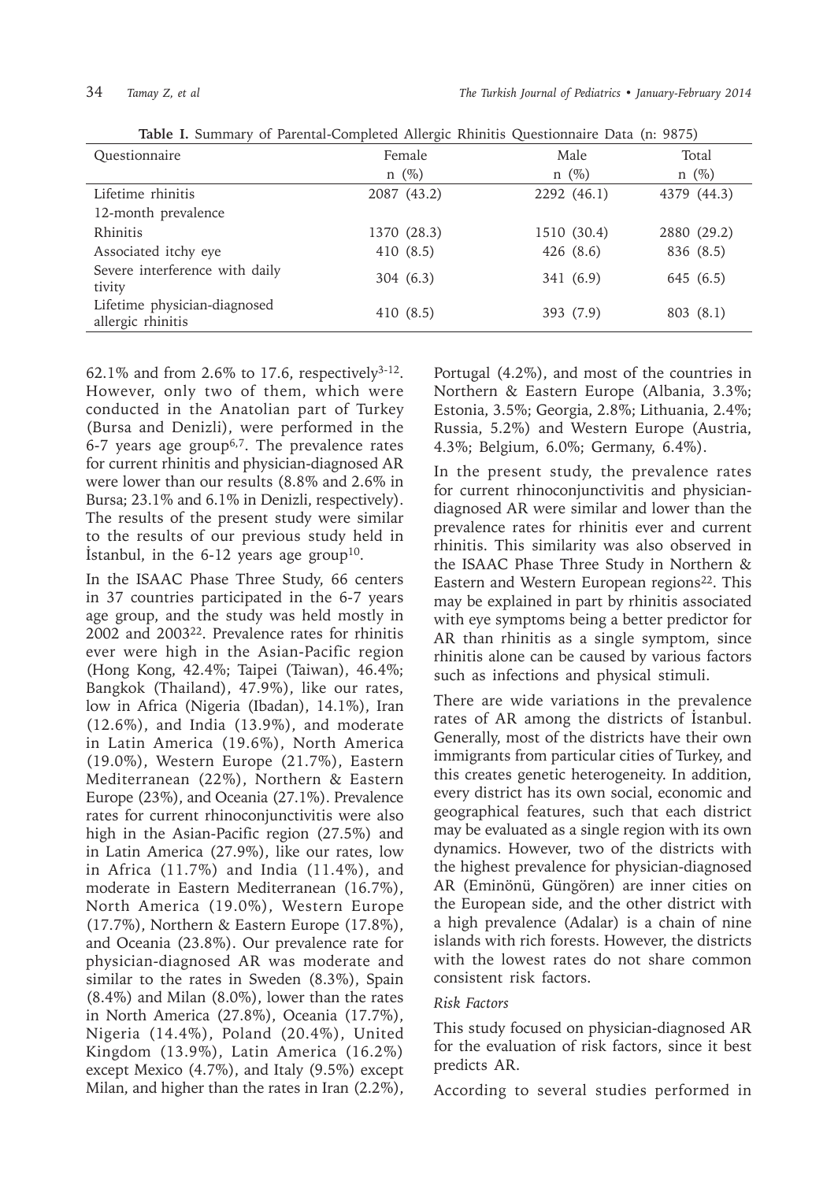**Table I.** Summary of Parental-Completed Allergic Rhinitis Questionnaire Data (n: 9875)

| Questionnaire | Female n (%) | Male n (%) | Total n (%) |
|---|---|---|---|
| Lifetime rhinitis | 2087 (43.2) | 2292 (46.1) | 4379 (44.3) |
| 12-month prevalence | | | |
| Rhinitis | 1370 (28.3) | 1510 (30.4) | 2880 (29.2) |
| Associated itchy eye | 410 (8.5) | 426 (8.6) | 836 (8.5) |
| Severe interference with daily tivity | 304 (6.3) | 341 (6.9) | 645 (6.5) |
| Lifetime physician-diagnosed allergic rhinitis | 410 (8.5) | 393 (7.9) | 803 (8.1) |

62.1% and from 2.6% to 17.6, respectively[3-12]. However, only two of them, which were conducted in the Anatolian part of Turkey (Bursa and Denizli), were performed in the 6-7 years age group[6,7]. The prevalence rates for current rhinitis and physician-diagnosed AR were lower than our results (8.8% and 2.6% in Bursa; 23.1% and 6.1% in Denizli, respectively). The results of the present study were similar to the results of our previous study held in İstanbul, in the 6-12 years age group[10].

In the ISAAC Phase Three Study, 66 centers in 37 countries participated in the 6-7 years age group, and the study was held mostly in 2002 and 2003[22]. Prevalence rates for rhinitis ever were high in the Asian-Pacific region (Hong Kong, 42.4%; Taipei (Taiwan), 46.4%; Bangkok (Thailand), 47.9%), like our rates, low in Africa (Nigeria (Ibadan), 14.1%), Iran (12.6%), and India (13.9%), and moderate in Latin America (19.6%), North America (19.0%), Western Europe (21.7%), Eastern Mediterranean (22%), Northern & Eastern Europe (23%), and Oceania (27.1%). Prevalence rates for current rhinoconjunctivitis were also high in the Asian-Pacific region (27.5%) and in Latin America (27.9%), like our rates, low in Africa (11.7%) and India (11.4%), and moderate in Eastern Mediterranean (16.7%), North America (19.0%), Western Europe (17.7%), Northern & Eastern Europe (17.8%), and Oceania (23.8%). Our prevalence rate for physician-diagnosed AR was moderate and similar to the rates in Sweden (8.3%), Spain (8.4%) and Milan (8.0%), lower than the rates in North America (27.8%), Oceania (17.7%), Nigeria (14.4%), Poland (20.4%), United Kingdom (13.9%), Latin America (16.2%) except Mexico (4.7%), and Italy (9.5%) except Milan, and higher than the rates in Iran (2.2%), Portugal (4.2%), and most of the countries in Northern & Eastern Europe (Albania, 3.3%; Estonia, 3.5%; Georgia, 2.8%; Lithuania, 2.4%; Russia, 5.2%) and Western Europe (Austria, 4.3%; Belgium, 6.0%; Germany, 6.4%).

In the present study, the prevalence rates for current rhinoconjunctivitis and physician-diagnosed AR were similar and lower than the prevalence rates for rhinitis ever and current rhinitis. This similarity was also observed in the ISAAC Phase Three Study in Northern & Eastern and Western European regions[22]. This may be explained in part by rhinitis associated with eye symptoms being a better predictor for AR than rhinitis as a single symptom, since rhinitis alone can be caused by various factors such as infections and physical stimuli.

There are wide variations in the prevalence rates of AR among the districts of İstanbul. Generally, most of the districts have their own immigrants from particular cities of Turkey, and this creates genetic heterogeneity. In addition, every district has its own social, economic and geographical features, such that each district may be evaluated as a single region with its own dynamics. However, two of the districts with the highest prevalence for physician-diagnosed AR (Eminönü, Güngören) are inner cities on the European side, and the other district with a high prevalence (Adalar) is a chain of nine islands with rich forests. However, the districts with the lowest rates do not share common consistent risk factors.

*Risk Factors*

This study focused on physician-diagnosed AR for the evaluation of risk factors, since it best predicts AR.

According to several studies performed in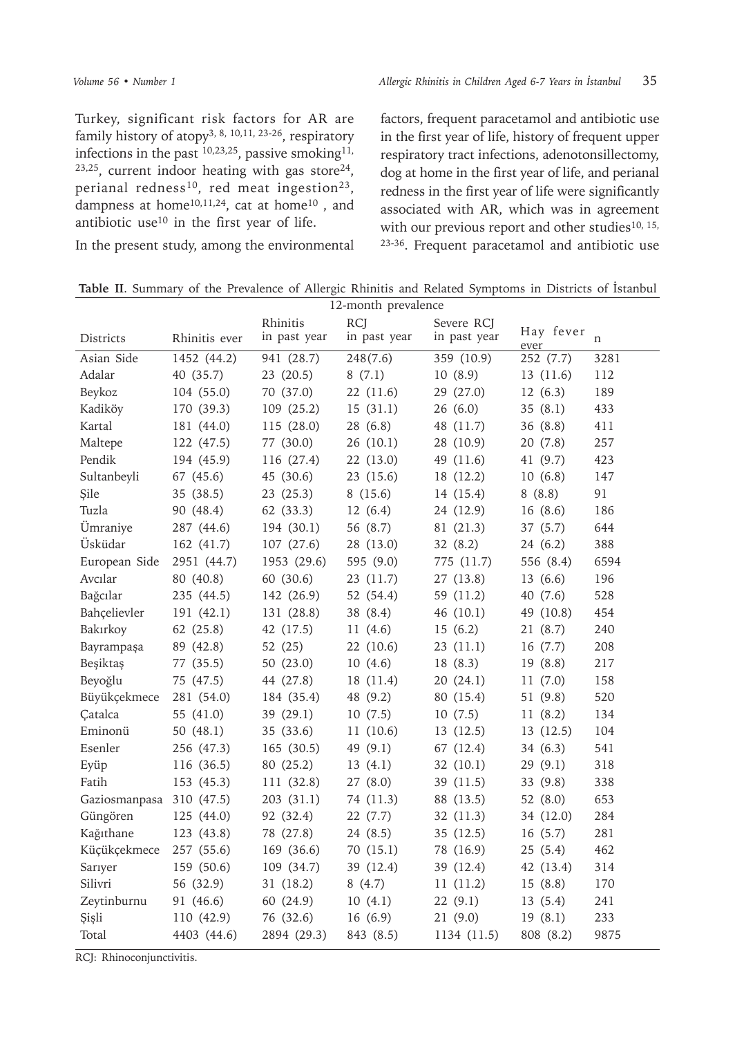Turkey, significant risk factors for AR are family history of atopy[3, 8, 10,11, 23-26], respiratory infections in the past [10,23,25], passive smoking[11, 23,25], current indoor heating with gas store[24], perianal redness[10], red meat ingestion[23], dampness at home[10,11,24], cat at home[10] , and antibiotic use[10] in the first year of life.

In the present study, among the environmental factors, frequent paracetamol and antibiotic use in the first year of life, history of frequent upper respiratory tract infections, adenotonsillectomy, dog at home in the first year of life, and perianal redness in the first year of life were significantly associated with AR, which was in agreement with our previous report and other studies[10, 15, 23-36]. Frequent paracetamol and antibiotic use

**Table II**. Summary of the Prevalence of Allergic Rhinitis and Related Symptoms in Districts of İstanbul

| | | 12-month prevalence | | | | |
|---|---|---|---|---|---|---|
| Districts | Rhinitis ever | Rhinitis in past year | RCJ in past year | Severe RCJ in past year | Hay fever ever | n |
| Asian Side | 1452 (44.2) | 941 (28.7) | 248(7.6) | 359 (10.9) | 252 (7.7) | 3281 |
| Adalar | 40 (35.7) | 23 (20.5) | 8 (7.1) | 10 (8.9) | 13 (11.6) | 112 |
| Beykoz | 104 (55.0) | 70 (37.0) | 22 (11.6) | 29 (27.0) | 12 (6.3) | 189 |
| Kadiköy | 170 (39.3) | 109 (25.2) | 15 (31.1) | 26 (6.0) | 35 (8.1) | 433 |
| Kartal | 181 (44.0) | 115 (28.0) | 28 (6.8) | 48 (11.7) | 36 (8.8) | 411 |
| Maltepe | 122 (47.5) | 77 (30.0) | 26 (10.1) | 28 (10.9) | 20 (7.8) | 257 |
| Pendik | 194 (45.9) | 116 (27.4) | 22 (13.0) | 49 (11.6) | 41 (9.7) | 423 |
| Sultanbeyli | 67 (45.6) | 45 (30.6) | 23 (15.6) | 18 (12.2) | 10 (6.8) | 147 |
| Şile | 35 (38.5) | 23 (25.3) | 8 (15.6) | 14 (15.4) | 8 (8.8) | 91 |
| Tuzla | 90 (48.4) | 62 (33.3) | 12 (6.4) | 24 (12.9) | 16 (8.6) | 186 |
| Ümraniye | 287 (44.6) | 194 (30.1) | 56 (8.7) | 81 (21.3) | 37 (5.7) | 644 |
| Üsküdar | 162 (41.7) | 107 (27.6) | 28 (13.0) | 32 (8.2) | 24 (6.2) | 388 |
| European Side | 2951 (44.7) | 1953 (29.6) | 595 (9.0) | 775 (11.7) | 556 (8.4) | 6594 |
| Avcılar | 80 (40.8) | 60 (30.6) | 23 (11.7) | 27 (13.8) | 13 (6.6) | 196 |
| Bağcılar | 235 (44.5) | 142 (26.9) | 52 (54.4) | 59 (11.2) | 40 (7.6) | 528 |
| Bahçelievler | 191 (42.1) | 131 (28.8) | 38 (8.4) | 46 (10.1) | 49 (10.8) | 454 |
| Bakırkoy | 62 (25.8) | 42 (17.5) | 11 (4.6) | 15 (6.2) | 21 (8.7) | 240 |
| Bayrampaşa | 89 (42.8) | 52 (25) | 22 (10.6) | 23 (11.1) | 16 (7.7) | 208 |
| Beşiktaş | 77 (35.5) | 50 (23.0) | 10 (4.6) | 18 (8.3) | 19 (8.8) | 217 |
| Beyoğlu | 75 (47.5) | 44 (27.8) | 18 (11.4) | 20 (24.1) | 11 (7.0) | 158 |
| Büyükçekmece | 281 (54.0) | 184 (35.4) | 48 (9.2) | 80 (15.4) | 51 (9.8) | 520 |
| Çatalca | 55 (41.0) | 39 (29.1) | 10 (7.5) | 10 (7.5) | 11 (8.2) | 134 |
| Eminonü | 50 (48.1) | 35 (33.6) | 11 (10.6) | 13 (12.5) | 13 (12.5) | 104 |
| Esenler | 256 (47.3) | 165 (30.5) | 49 (9.1) | 67 (12.4) | 34 (6.3) | 541 |
| Eyüp | 116 (36.5) | 80 (25.2) | 13 (4.1) | 32 (10.1) | 29 (9.1) | 318 |
| Fatih | 153 (45.3) | 111 (32.8) | 27 (8.0) | 39 (11.5) | 33 (9.8) | 338 |
| Gaziosmanpasa | 310 (47.5) | 203 (31.1) | 74 (11.3) | 88 (13.5) | 52 (8.0) | 653 |
| Güngören | 125 (44.0) | 92 (32.4) | 22 (7.7) | 32 (11.3) | 34 (12.0) | 284 |
| Kağıthane | 123 (43.8) | 78 (27.8) | 24 (8.5) | 35 (12.5) | 16 (5.7) | 281 |
| Küçükçekmece | 257 (55.6) | 169 (36.6) | 70 (15.1) | 78 (16.9) | 25 (5.4) | 462 |
| Sarıyer | 159 (50.6) | 109 (34.7) | 39 (12.4) | 39 (12.4) | 42 (13.4) | 314 |
| Silivri | 56 (32.9) | 31 (18.2) | 8 (4.7) | 11 (11.2) | 15 (8.8) | 170 |
| Zeytinburnu | 91 (46.6) | 60 (24.9) | 10 (4.1) | 22 (9.1) | 13 (5.4) | 241 |
| Şişli | 110 (42.9) | 76 (32.6) | 16 (6.9) | 21 (9.0) | 19 (8.1) | 233 |
| Total | 4403 (44.6) | 2894 (29.3) | 843 (8.5) | 1134 (11.5) | 808 (8.2) | 9875 |

RCJ: Rhinoconjunctivitis.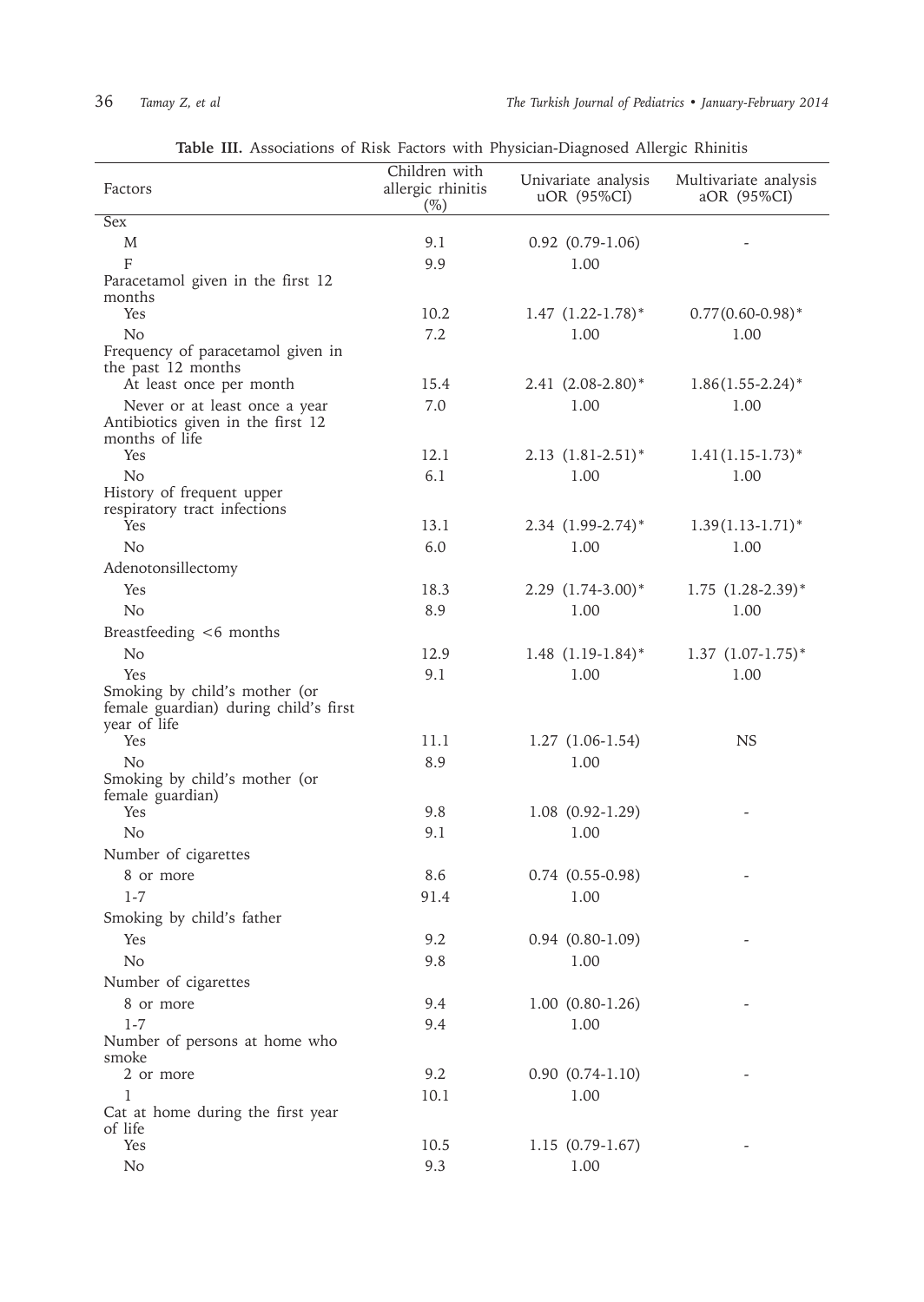**Table III.** Associations of Risk Factors with Physician-Diagnosed Allergic Rhinitis

| Factors | Children with allergic rhinitis (%) | Univariate analysis uOR (95%CI) | Multivariate analysis aOR (95%CI) |
|---|---|---|---|
| Sex | | | |
| M | 9.1 | 0.92 (0.79-1.06) | - |
| F | 9.9 | 1.00 | |
| Paracetamol given in the first 12 months | | | |
| Yes | 10.2 | 1.47 (1.22-1.78)* | 0.77(0.60-0.98)* |
| No | 7.2 | 1.00 | 1.00 |
| Frequency of paracetamol given in the past 12 months | | | |
| At least once per month | 15.4 | 2.41 (2.08-2.80)* | 1.86(1.55-2.24)* |
| Never or at least once a year | 7.0 | 1.00 | 1.00 |
| Antibiotics given in the first 12 months of life | | | |
| Yes | 12.1 | 2.13 (1.81-2.51)* | 1.41(1.15-1.73)* |
| No | 6.1 | 1.00 | 1.00 |
| History of frequent upper respiratory tract infections | | | |
| Yes | 13.1 | 2.34 (1.99-2.74)* | 1.39(1.13-1.71)* |
| No | 6.0 | 1.00 | 1.00 |
| Adenotonsillectomy | | | |
| Yes | 18.3 | 2.29 (1.74-3.00)* | 1.75 (1.28-2.39)* |
| No | 8.9 | 1.00 | 1.00 |
| Breastfeeding <6 months | | | |
| No | 12.9 | 1.48 (1.19-1.84)* | 1.37 (1.07-1.75)* |
| Yes | 9.1 | 1.00 | 1.00 |
| Smoking by child's mother (or female guardian) during child's first year of life | | | |
| Yes | 11.1 | 1.27 (1.06-1.54) | NS |
| No | 8.9 | 1.00 | |
| Smoking by child's mother (or female guardian) | | | |
| Yes | 9.8 | 1.08 (0.92-1.29) | - |
| No | 9.1 | 1.00 | |
| Number of cigarettes | | | |
| 8 or more | 8.6 | 0.74 (0.55-0.98) | - |
| 1-7 | 91.4 | 1.00 | |
| Smoking by child's father | | | |
| Yes | 9.2 | 0.94 (0.80-1.09) | - |
| No | 9.8 | 1.00 | |
| Number of cigarettes | | | |
| 8 or more | 9.4 | 1.00 (0.80-1.26) | - |
| 1-7 | 9.4 | 1.00 | |
| Number of persons at home who smoke | | | |
| 2 or more | 9.2 | 0.90 (0.74-1.10) | - |
| 1 | 10.1 | 1.00 | |
| Cat at home during the first year of life | | | |
| Yes | 10.5 | 1.15 (0.79-1.67) | - |
| No | 9.3 | 1.00 | |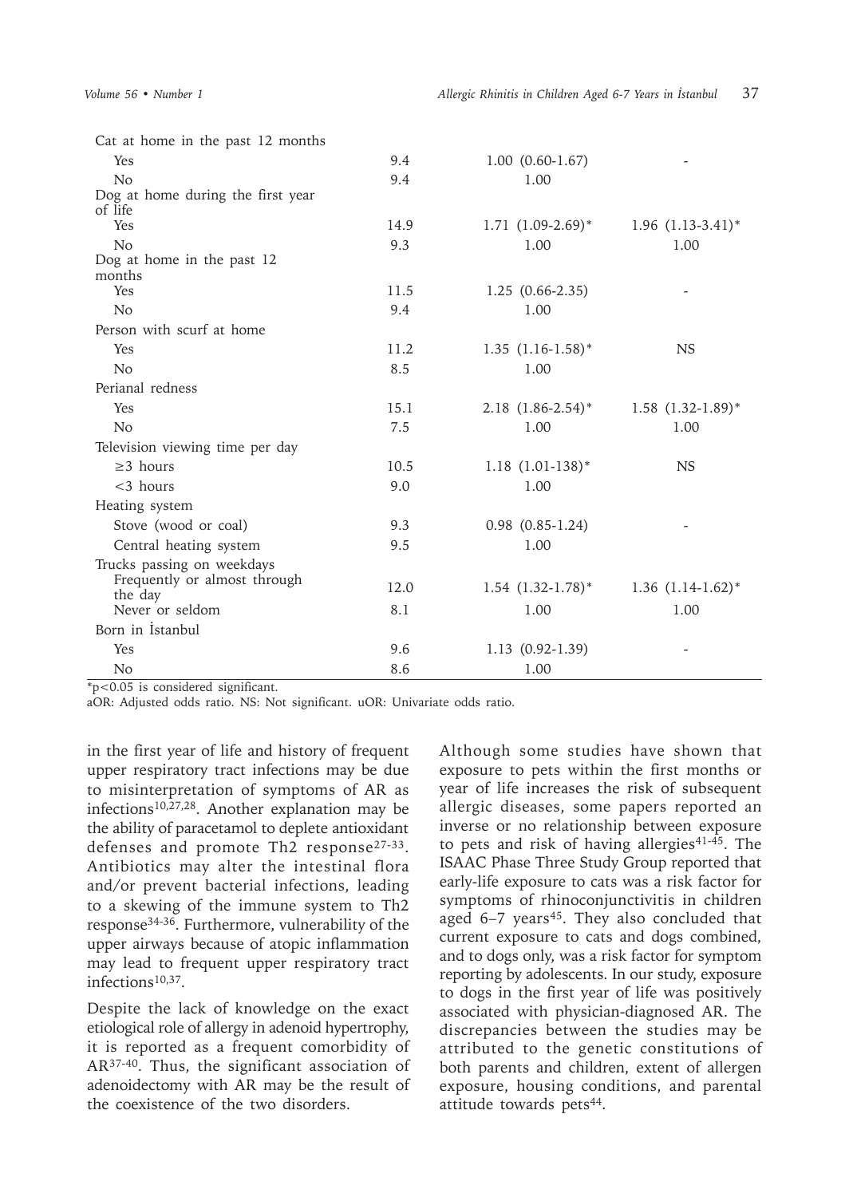| | | | |
|---|---|---|---|
| Cat at home in the past 12 months | | | |
| Yes | 9.4 | 1.00 (0.60-1.67) | - |
| No | 9.4 | 1.00 | |
| Dog at home during the first year of life | | | |
| Yes | 14.9 | 1.71 (1.09-2.69)* | 1.96 (1.13-3.41)* |
| No | 9.3 | 1.00 | 1.00 |
| Dog at home in the past 12 months | | | |
| Yes | 11.5 | 1.25 (0.66-2.35) | - |
| No | 9.4 | 1.00 | |
| Person with scurf at home | | | |
| Yes | 11.2 | 1.35 (1.16-1.58)* | NS |
| No | 8.5 | 1.00 | |
| Perianal redness | | | |
| Yes | 15.1 | 2.18 (1.86-2.54)* | 1.58 (1.32-1.89)* |
| No | 7.5 | 1.00 | 1.00 |
| Television viewing time per day | | | |
| ≥3 hours | 10.5 | 1.18 (1.01-138)* | NS |
| <3 hours | 9.0 | 1.00 | |
| Heating system | | | |
| Stove (wood or coal) | 9.3 | 0.98 (0.85-1.24) | - |
| Central heating system | 9.5 | 1.00 | |
| Trucks passing on weekdays | | | |
| Frequently or almost through the day | 12.0 | 1.54 (1.32-1.78)* | 1.36 (1.14-1.62)* |
| Never or seldom | 8.1 | 1.00 | 1.00 |
| Born in İstanbul | | | |
| Yes | 9.6 | 1.13 (0.92-1.39) | - |
| No | 8.6 | 1.00 | |

*p<0.05 is considered significant.

aOR: Adjusted odds ratio. NS: Not significant. uOR: Univariate odds ratio.

in the first year of life and history of frequent upper respiratory tract infections may be due to misinterpretation of symptoms of AR as infections[10,27,28]. Another explanation may be the ability of paracetamol to deplete antioxidant defenses and promote Th2 response[27-33]. Antibiotics may alter the intestinal flora and/or prevent bacterial infections, leading to a skewing of the immune system to Th2 response[34-36]. Furthermore, vulnerability of the upper airways because of atopic inflammation may lead to frequent upper respiratory tract infections[10,37].

Despite the lack of knowledge on the exact etiological role of allergy in adenoid hypertrophy, it is reported as a frequent comorbidity of AR[37-40]. Thus, the significant association of adenoidectomy with AR may be the result of the coexistence of the two disorders.

Although some studies have shown that exposure to pets within the first months or year of life increases the risk of subsequent allergic diseases, some papers reported an inverse or no relationship between exposure to pets and risk of having allergies[41-45]. The ISAAC Phase Three Study Group reported that early-life exposure to cats was a risk factor for symptoms of rhinoconjunctivitis in children aged 6–7 years[45]. They also concluded that current exposure to cats and dogs combined, and to dogs only, was a risk factor for symptom reporting by adolescents. In our study, exposure to dogs in the first year of life was positively associated with physician-diagnosed AR. The discrepancies between the studies may be attributed to the genetic constitutions of both parents and children, extent of allergen exposure, housing conditions, and parental attitude towards pets[44].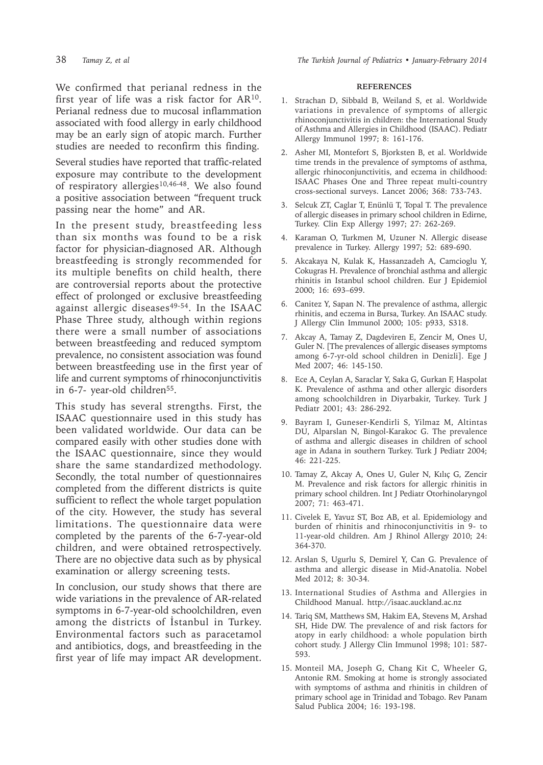We confirmed that perianal redness in the first year of life was a risk factor for AR[10]. Perianal redness due to mucosal inflammation associated with food allergy in early childhood may be an early sign of atopic march. Further studies are needed to reconfirm this finding.

Several studies have reported that traffic-related exposure may contribute to the development of respiratory allergies[10,46-48]. We also found a positive association between "frequent truck passing near the home" and AR.

In the present study, breastfeeding less than six months was found to be a risk factor for physician-diagnosed AR. Although breastfeeding is strongly recommended for its multiple benefits on child health, there are controversial reports about the protective effect of prolonged or exclusive breastfeeding against allergic diseases[49-54]. In the ISAAC Phase Three study, although within regions there were a small number of associations between breastfeeding and reduced symptom prevalence, no consistent association was found between breastfeeding use in the first year of life and current symptoms of rhinoconjunctivitis in 6-7- year-old children[55].

This study has several strengths. First, the ISAAC questionnaire used in this study has been validated worldwide. Our data can be compared easily with other studies done with the ISAAC questionnaire, since they would share the same standardized methodology. Secondly, the total number of questionnaires completed from the different districts is quite sufficient to reflect the whole target population of the city. However, the study has several limitations. The questionnaire data were completed by the parents of the 6-7-year-old children, and were obtained retrospectively. There are no objective data such as by physical examination or allergy screening tests.

In conclusion, our study shows that there are wide variations in the prevalence of AR-related symptoms in 6-7-year-old schoolchildren, even among the districts of İstanbul in Turkey. Environmental factors such as paracetamol and antibiotics, dogs, and breastfeeding in the first year of life may impact AR development.

## REFERENCES

1. Strachan D, Sibbald B, Weiland S, et al. Worldwide variations in prevalence of symptoms of allergic rhinoconjunctivitis in children: the International Study of Asthma and Allergies in Childhood (ISAAC). Pediatr Allergy Immunol 1997; 8: 161-176.
2. Asher MI, Montefort S, Bjorksten B, et al. Worldwide time trends in the prevalence of symptoms of asthma, allergic rhinoconjunctivitis, and eczema in childhood: ISAAC Phases One and Three repeat multi-country cross-sectional surveys. Lancet 2006; 368: 733-743.
3. Selcuk ZT, Caglar T, Enünlü T, Topal T. The prevalence of allergic diseases in primary school children in Edirne, Turkey. Clin Exp Allergy 1997; 27: 262-269.
4. Karaman O, Turkmen M, Uzuner N. Allergic disease prevalence in Turkey. Allergy 1997; 52: 689-690.
5. Akcakaya N, Kulak K, Hassanzadeh A, Camcioglu Y, Cokugras H. Prevalence of bronchial asthma and allergic rhinitis in Istanbul school children. Eur J Epidemiol 2000; 16: 693–699.
6. Canitez Y, Sapan N. The prevalence of asthma, allergic rhinitis, and eczema in Bursa, Turkey. An ISAAC study. J Allergy Clin Immunol 2000; 105: p933, S318.
7. Akcay A, Tamay Z, Dagdeviren E, Zencir M, Ones U, Guler N. [The prevalences of allergic diseases symptoms among 6-7-yr-old school children in Denizli]. Ege J Med 2007; 46: 145-150.
8. Ece A, Ceylan A, Saraclar Y, Saka G, Gurkan F, Haspolat K. Prevalence of asthma and other allergic disorders among schoolchildren in Diyarbakir, Turkey. Turk J Pediatr 2001; 43: 286-292.
9. Bayram I, Guneser-Kendirli S, Yilmaz M, Altintas DU, Alparslan N, Bingol-Karakoc G. The prevalence of asthma and allergic diseases in children of school age in Adana in southern Turkey. Turk J Pediatr 2004; 46: 221-225.
10. Tamay Z, Akcay A, Ones U, Guler N, Kılıç G, Zencir M. Prevalence and risk factors for allergic rhinitis in primary school children. Int J Pediatr Otorhinolaryngol 2007; 71: 463-471.
11. Civelek E, Yavuz ST, Boz AB, et al. Epidemiology and burden of rhinitis and rhinoconjunctivitis in 9- to 11-year-old children. Am J Rhinol Allergy 2010; 24: 364-370.
12. Arslan S, Ugurlu S, Demirel Y, Can G. Prevalence of asthma and allergic disease in Mid-Anatolia. Nobel Med 2012; 8: 30-34.
13. International Studies of Asthma and Allergies in Childhood Manual. http://isaac.auckland.ac.nz
14. Tariq SM, Matthews SM, Hakim EA, Stevens M, Arshad SH, Hide DW. The prevalence of and risk factors for atopy in early childhood: a whole population birth cohort study. J Allergy Clin Immunol 1998; 101: 587-593.
15. Monteil MA, Joseph G, Chang Kit C, Wheeler G, Antonie RM. Smoking at home is strongly associated with symptoms of asthma and rhinitis in children of primary school age in Trinidad and Tobago. Rev Panam Salud Publica 2004; 16: 193-198.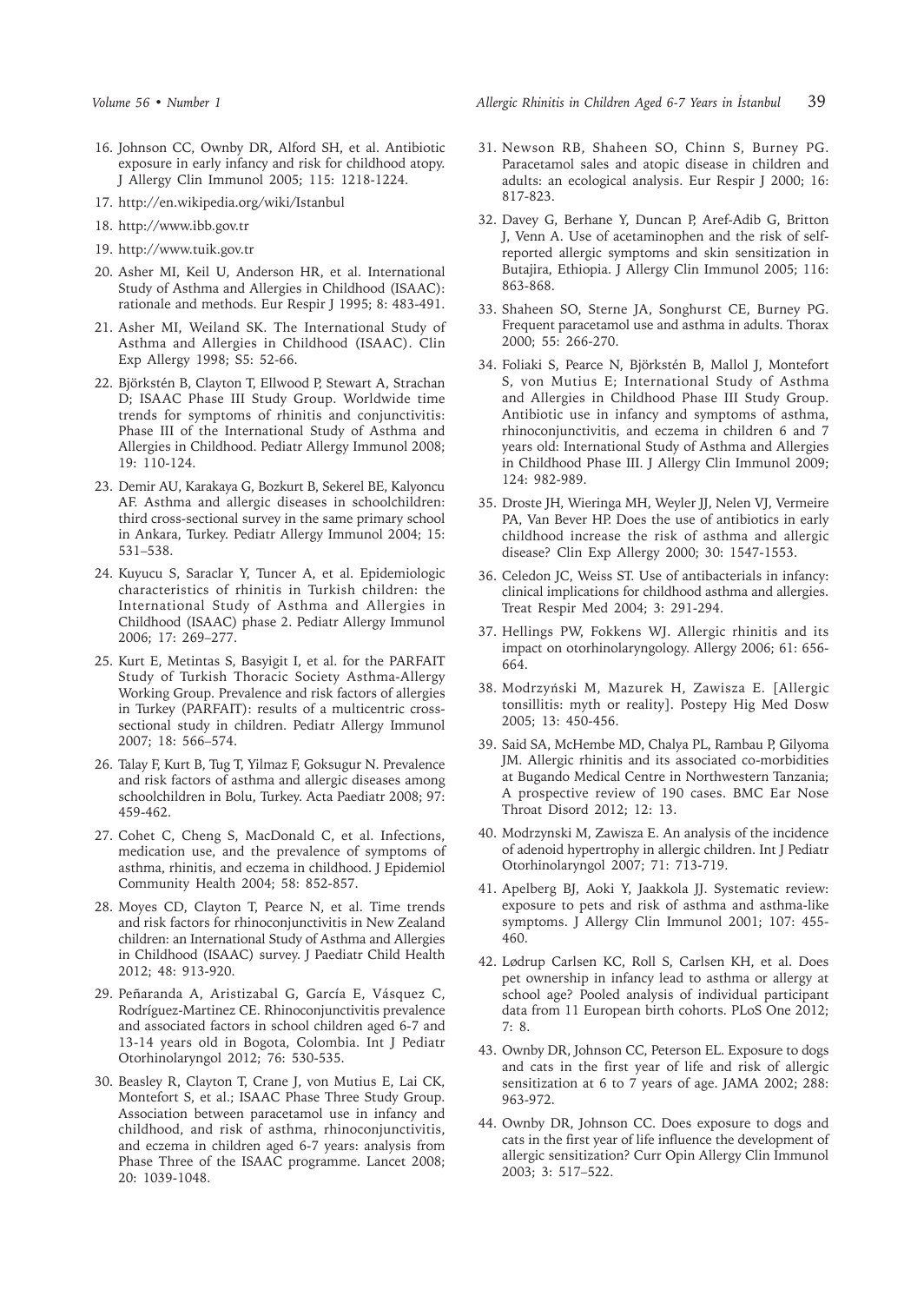16. Johnson CC, Ownby DR, Alford SH, et al. Antibiotic exposure in early infancy and risk for childhood atopy. J Allergy Clin Immunol 2005; 115: 1218-1224.
17. http://en.wikipedia.org/wiki/Istanbul
18. http://www.ibb.gov.tr
19. http://www.tuik.gov.tr
20. Asher MI, Keil U, Anderson HR, et al. International Study of Asthma and Allergies in Childhood (ISAAC): rationale and methods. Eur Respir J 1995; 8: 483-491.
21. Asher MI, Weiland SK. The International Study of Asthma and Allergies in Childhood (ISAAC). Clin Exp Allergy 1998; S5: 52-66.
22. Björkstén B, Clayton T, Ellwood P, Stewart A, Strachan D; ISAAC Phase III Study Group. Worldwide time trends for symptoms of rhinitis and conjunctivitis: Phase III of the International Study of Asthma and Allergies in Childhood. Pediatr Allergy Immunol 2008; 19: 110-124.
23. Demir AU, Karakaya G, Bozkurt B, Sekerel BE, Kalyoncu AF. Asthma and allergic diseases in schoolchildren: third cross-sectional survey in the same primary school in Ankara, Turkey. Pediatr Allergy Immunol 2004; 15: 531–538.
24. Kuyucu S, Saraclar Y, Tuncer A, et al. Epidemiologic characteristics of rhinitis in Turkish children: the International Study of Asthma and Allergies in Childhood (ISAAC) phase 2. Pediatr Allergy Immunol 2006; 17: 269–277.
25. Kurt E, Metintas S, Basyigit I, et al. for the PARFAIT Study of Turkish Thoracic Society Asthma-Allergy Working Group. Prevalence and risk factors of allergies in Turkey (PARFAIT): results of a multicentric cross-sectional study in children. Pediatr Allergy Immunol 2007; 18: 566–574.
26. Talay F, Kurt B, Tug T, Yilmaz F, Goksugur N. Prevalence and risk factors of asthma and allergic diseases among schoolchildren in Bolu, Turkey. Acta Paediatr 2008; 97: 459-462.
27. Cohet C, Cheng S, MacDonald C, et al. Infections, medication use, and the prevalence of symptoms of asthma, rhinitis, and eczema in childhood. J Epidemiol Community Health 2004; 58: 852-857.
28. Moyes CD, Clayton T, Pearce N, et al. Time trends and risk factors for rhinoconjunctivitis in New Zealand children: an International Study of Asthma and Allergies in Childhood (ISAAC) survey. J Paediatr Child Health 2012; 48: 913-920.
29. Peñaranda A, Aristizabal G, García E, Vásquez C, Rodríguez-Martinez CE. Rhinoconjunctivitis prevalence and associated factors in school children aged 6-7 and 13-14 years old in Bogota, Colombia. Int J Pediatr Otorhinolaryngol 2012; 76: 530-535.
30. Beasley R, Clayton T, Crane J, von Mutius E, Lai CK, Montefort S, et al.; ISAAC Phase Three Study Group. Association between paracetamol use in infancy and childhood, and risk of asthma, rhinoconjunctivitis, and eczema in children aged 6-7 years: analysis from Phase Three of the ISAAC programme. Lancet 2008; 20: 1039-1048.
31. Newson RB, Shaheen SO, Chinn S, Burney PG. Paracetamol sales and atopic disease in children and adults: an ecological analysis. Eur Respir J 2000; 16: 817-823.
32. Davey G, Berhane Y, Duncan P, Aref-Adib G, Britton J, Venn A. Use of acetaminophen and the risk of self-reported allergic symptoms and skin sensitization in Butajira, Ethiopia. J Allergy Clin Immunol 2005; 116: 863-868.
33. Shaheen SO, Sterne JA, Songhurst CE, Burney PG. Frequent paracetamol use and asthma in adults. Thorax 2000; 55: 266-270.
34. Foliaki S, Pearce N, Björkstén B, Mallol J, Montefort S, von Mutius E; International Study of Asthma and Allergies in Childhood Phase III Study Group. Antibiotic use in infancy and symptoms of asthma, rhinoconjunctivitis, and eczema in children 6 and 7 years old: International Study of Asthma and Allergies in Childhood Phase III. J Allergy Clin Immunol 2009; 124: 982-989.
35. Droste JH, Wieringa MH, Weyler JJ, Nelen VJ, Vermeire PA, Van Bever HP. Does the use of antibiotics in early childhood increase the risk of asthma and allergic disease? Clin Exp Allergy 2000; 30: 1547-1553.
36. Celedon JC, Weiss ST. Use of antibacterials in infancy: clinical implications for childhood asthma and allergies. Treat Respir Med 2004; 3: 291-294.
37. Hellings PW, Fokkens WJ. Allergic rhinitis and its impact on otorhinolaryngology. Allergy 2006; 61: 656-664.
38. Modrzyński M, Mazurek H, Zawisza E. [Allergic tonsillitis: myth or reality]. Postepy Hig Med Dosw 2005; 13: 450-456.
39. Said SA, McHembe MD, Chalya PL, Rambau P, Gilyoma JM. Allergic rhinitis and its associated co-morbidities at Bugando Medical Centre in Northwestern Tanzania; A prospective review of 190 cases. BMC Ear Nose Throat Disord 2012; 12: 13.
40. Modrzynski M, Zawisza E. An analysis of the incidence of adenoid hypertrophy in allergic children. Int J Pediatr Otorhinolaryngol 2007; 71: 713-719.
41. Apelberg BJ, Aoki Y, Jaakkola JJ. Systematic review: exposure to pets and risk of asthma and asthma-like symptoms. J Allergy Clin Immunol 2001; 107: 455-460.
42. Lødrup Carlsen KC, Roll S, Carlsen KH, et al. Does pet ownership in infancy lead to asthma or allergy at school age? Pooled analysis of individual participant data from 11 European birth cohorts. PLoS One 2012; 7: 8.
43. Ownby DR, Johnson CC, Peterson EL. Exposure to dogs and cats in the first year of life and risk of allergic sensitization at 6 to 7 years of age. JAMA 2002; 288: 963-972.
44. Ownby DR, Johnson CC. Does exposure to dogs and cats in the first year of life influence the development of allergic sensitization? Curr Opin Allergy Clin Immunol 2003; 3: 517–522.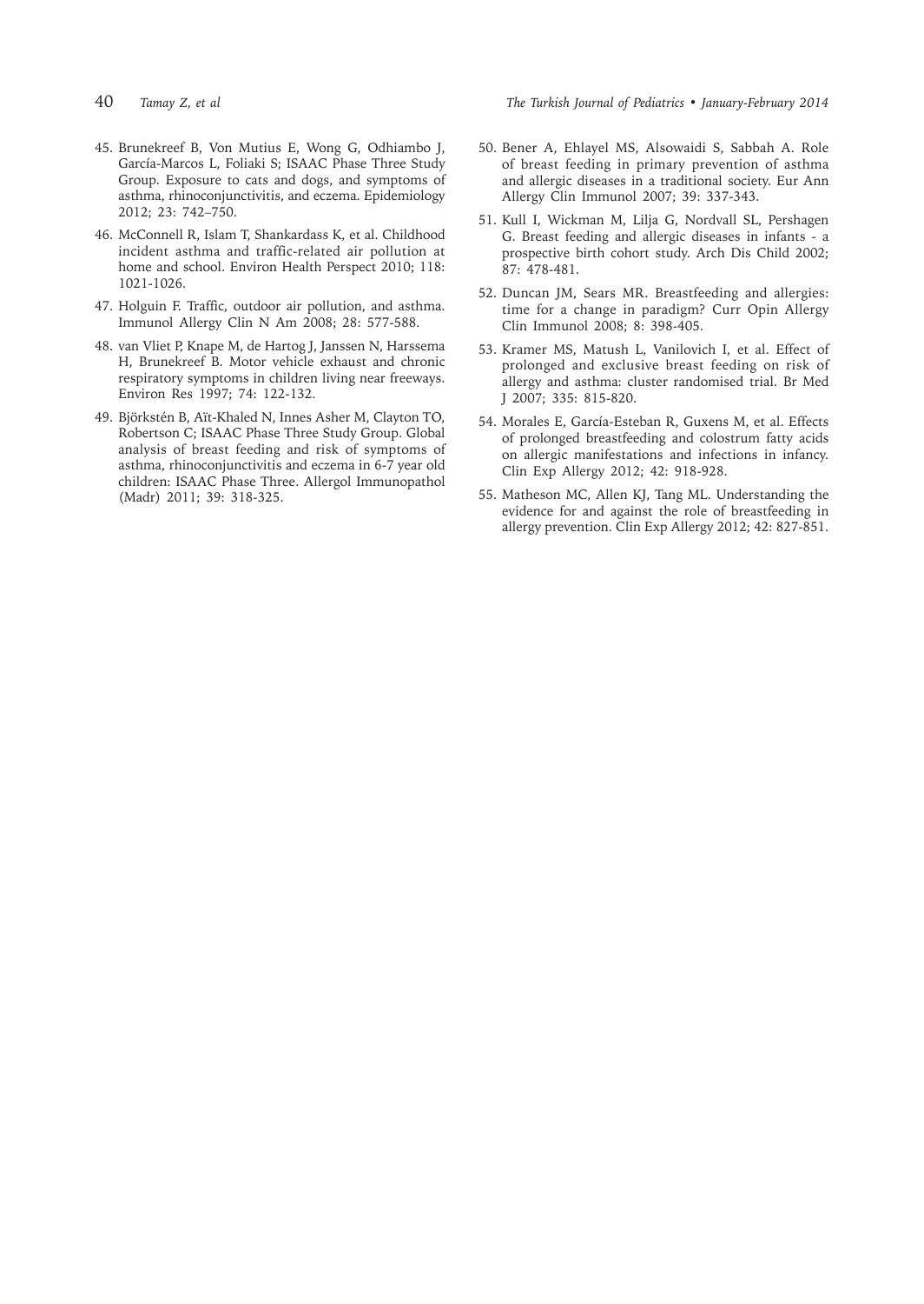45. Brunekreef B, Von Mutius E, Wong G, Odhiambo J, García-Marcos L, Foliaki S; ISAAC Phase Three Study Group. Exposure to cats and dogs, and symptoms of asthma, rhinoconjunctivitis, and eczema. Epidemiology 2012; 23: 742–750.
46. McConnell R, Islam T, Shankardass K, et al. Childhood incident asthma and traffic-related air pollution at home and school. Environ Health Perspect 2010; 118: 1021-1026.
47. Holguin F. Traffic, outdoor air pollution, and asthma. Immunol Allergy Clin N Am 2008; 28: 577-588.
48. van Vliet P, Knape M, de Hartog J, Janssen N, Harssema H, Brunekreef B. Motor vehicle exhaust and chronic respiratory symptoms in children living near freeways. Environ Res 1997; 74: 122-132.
49. Björkstén B, Aït-Khaled N, Innes Asher M, Clayton TO, Robertson C; ISAAC Phase Three Study Group. Global analysis of breast feeding and risk of symptoms of asthma, rhinoconjunctivitis and eczema in 6-7 year old children: ISAAC Phase Three. Allergol Immunopathol (Madr) 2011; 39: 318-325.
50. Bener A, Ehlayel MS, Alsowaidi S, Sabbah A. Role of breast feeding in primary prevention of asthma and allergic diseases in a traditional society. Eur Ann Allergy Clin Immunol 2007; 39: 337-343.
51. Kull I, Wickman M, Lilja G, Nordvall SL, Pershagen G. Breast feeding and allergic diseases in infants - a prospective birth cohort study. Arch Dis Child 2002; 87: 478-481.
52. Duncan JM, Sears MR. Breastfeeding and allergies: time for a change in paradigm? Curr Opin Allergy Clin Immunol 2008; 8: 398-405.
53. Kramer MS, Matush L, Vanilovich I, et al. Effect of prolonged and exclusive breast feeding on risk of allergy and asthma: cluster randomised trial. Br Med J 2007; 335: 815-820.
54. Morales E, García-Esteban R, Guxens M, et al. Effects of prolonged breastfeeding and colostrum fatty acids on allergic manifestations and infections in infancy. Clin Exp Allergy 2012; 42: 918-928.
55. Matheson MC, Allen KJ, Tang ML. Understanding the evidence for and against the role of breastfeeding in allergy prevention. Clin Exp Allergy 2012; 42: 827-851.